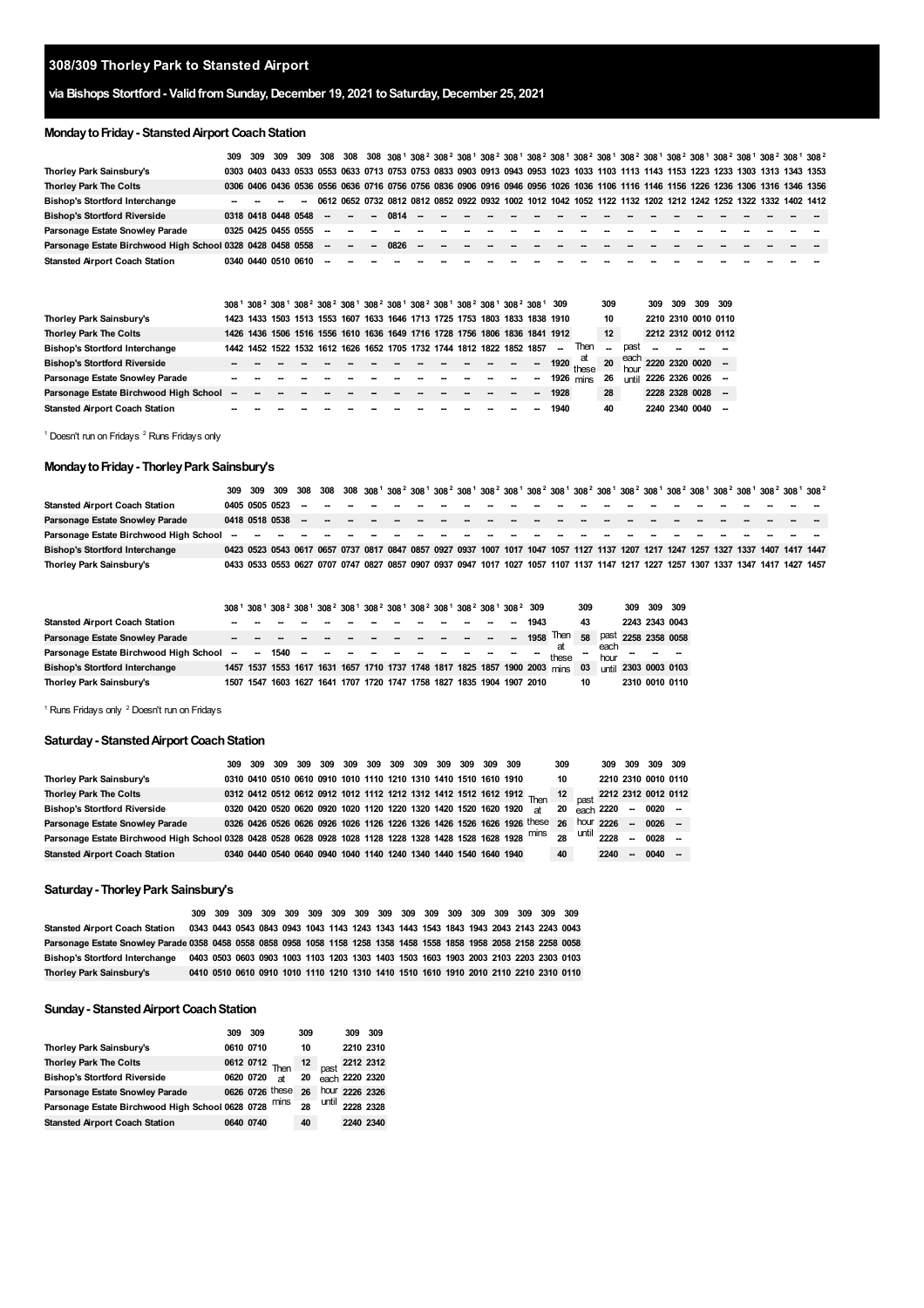# 308/309 Thorley Park to Stansted Airport

## via Bishops Stortford - Valid from Sunday, December 19, 2021 to Saturday, December 25, 2021

### Monday to Friday - Stansted Airport Coach Station

| | 309 | 309 | 309 | 309 | 308 | 308 | 308 | 308[1] | 308[2] | 308[2] | 308[1] | 308[2] | 308[1] | 308[2] | 308[1] | 308[2] | 308[1] | 308[2] | 308[1] | 308[2] | 308[1] | 308[2] | 308[1] | 308[2] | 308[1] | 308[2] |
|---|---|---|---|---|---|---|---|---|---|---|---|---|---|---|---|---|---|---|---|---|---|---|---|---|---|---|
| Thorley Park Sainsbury's | 0303 | 0403 | 0433 | 0533 | 0553 | 0633 | 0713 | 0753 | 0753 | 0833 | 0903 | 0913 | 0943 | 0953 | 1023 | 1033 | 1103 | 1113 | 1143 | 1153 | 1223 | 1233 | 1303 | 1313 | 1343 | 1353 |
| Thorley Park The Colts | 0306 | 0406 | 0436 | 0536 | 0556 | 0636 | 0716 | 0756 | 0756 | 0836 | 0906 | 0916 | 0946 | 0956 | 1026 | 1036 | 1106 | 1116 | 1146 | 1156 | 1226 | 1236 | 1306 | 1316 | 1346 | 1356 |
| Bishop's Stortford Interchange | -- | -- | -- | -- | 0612 | 0652 | 0732 | 0812 | 0812 | 0852 | 0922 | 0932 | 1002 | 1012 | 1042 | 1052 | 1122 | 1132 | 1202 | 1212 | 1242 | 1252 | 1322 | 1332 | 1402 | 1412 |
| Bishop's Stortford Riverside | 0318 | 0418 | 0448 | 0548 | -- | -- | -- | 0814 | -- | -- | -- | -- | -- | -- | -- | -- | -- | -- | -- | -- | -- | -- | -- | -- | -- | -- |
| Parsonage Estate Snowley Parade | 0325 | 0425 | 0455 | 0555 | -- | -- | -- | -- | -- | -- | -- | -- | -- | -- | -- | -- | -- | -- | -- | -- | -- | -- | -- | -- | -- | -- |
| Parsonage Estate Birchwood High School | 0328 | 0428 | 0458 | 0558 | -- | -- | -- | 0826 | -- | -- | -- | -- | -- | -- | -- | -- | -- | -- | -- | -- | -- | -- | -- | -- | -- | -- |
| Stansted Airport Coach Station | 0340 | 0440 | 0510 | 0610 | -- | -- | -- | -- | -- | -- | -- | -- | -- | -- | -- | -- | -- | -- | -- | -- | -- | -- | -- | -- | -- | -- |

| | 308[1] | 308[2] | 308[1] | 308[2] | 308[2] | 308[1] | 308[2] | 308[1] | 308[2] | 308[1] | 308[2] | 308[1] | 308[2] | 308[1] | 309 | | 309 | | 309 | 309 | 309 | 309 |
|---|---|---|---|---|---|---|---|---|---|---|---|---|---|---|---|---|---|---|---|---|---|---|
| Thorley Park Sainsbury's | 1423 | 1433 | 1503 | 1513 | 1553 | 1607 | 1633 | 1646 | 1713 | 1725 | 1753 | 1803 | 1833 | 1838 | 1910 | | 10 | | 2210 | 2310 | 0010 | 0110 |
| Thorley Park The Colts | 1426 | 1436 | 1506 | 1516 | 1556 | 1610 | 1636 | 1649 | 1716 | 1728 | 1756 | 1806 | 1836 | 1841 | 1912 | | 12 | | 2212 | 2312 | 0012 | 0112 |
| Bishop's Stortford Interchange | 1442 | 1452 | 1522 | 1532 | 1612 | 1626 | 1652 | 1705 | 1732 | 1744 | 1812 | 1822 | 1852 | 1857 | -- | Then | -- | past | -- | -- | -- | -- |
| Bishop's Stortford Riverside | -- | -- | -- | -- | -- | -- | -- | -- | -- | -- | -- | -- | -- | -- | 1920 | at | 20 | each | 2220 | 2320 | 0020 | -- |
| Parsonage Estate Snowley Parade | -- | -- | -- | -- | -- | -- | -- | -- | -- | -- | -- | -- | -- | -- | 1926 | these | 26 | hour | 2226 | 2326 | 0026 | -- |
| Parsonage Estate Birchwood High School | -- | -- | -- | -- | -- | -- | -- | -- | -- | -- | -- | -- | -- | -- | 1928 | mins | 28 | until | 2228 | 2328 | 0028 | -- |
| Stansted Airport Coach Station | -- | -- | -- | -- | -- | -- | -- | -- | -- | -- | -- | -- | -- | -- | 1940 | | 40 | | 2240 | 2340 | 0040 | -- |

[1] Doesn't run on Fridays [2] Runs Fridays only

### Monday to Friday - Thorley Park Sainsbury's

| | 309 | 309 | 309 | 308 | 308 | 308 | 308[1] | 308[2] | 308[1] | 308[2] | 308[1] | 308[2] | 308[1] | 308[2] | 308[1] | 308[2] | 308[1] | 308[2] | 308[1] | 308[2] | 308[1] | 308[2] | 308[1] | 308[2] | 308[1] | 308[2] |
|---|---|---|---|---|---|---|---|---|---|---|---|---|---|---|---|---|---|---|---|---|---|---|---|---|---|---|
| Stansted Airport Coach Station | 0405 | 0505 | 0523 | -- | -- | -- | -- | -- | -- | -- | -- | -- | -- | -- | -- | -- | -- | -- | -- | -- | -- | -- | -- | -- | -- | -- |
| Parsonage Estate Snowley Parade | 0418 | 0518 | 0538 | -- | -- | -- | -- | -- | -- | -- | -- | -- | -- | -- | -- | -- | -- | -- | -- | -- | -- | -- | -- | -- | -- | -- |
| Parsonage Estate Birchwood High School | -- | -- | -- | -- | -- | -- | -- | -- | -- | -- | -- | -- | -- | -- | -- | -- | -- | -- | -- | -- | -- | -- | -- | -- | -- | -- |
| Bishop's Stortford Interchange | 0423 | 0523 | 0543 | 0617 | 0657 | 0737 | 0817 | 0847 | 0857 | 0927 | 0937 | 1007 | 1017 | 1047 | 1057 | 1127 | 1137 | 1207 | 1217 | 1247 | 1257 | 1327 | 1337 | 1407 | 1417 | 1447 |
| Thorley Park Sainsbury's | 0433 | 0533 | 0553 | 0627 | 0707 | 0747 | 0827 | 0857 | 0907 | 0937 | 0947 | 1017 | 1027 | 1057 | 1107 | 1137 | 1147 | 1217 | 1227 | 1257 | 1307 | 1337 | 1347 | 1417 | 1427 | 1457 |

| | 308[1] | 308[1] | 308[2] | 308[1] | 308[2] | 308[1] | 308[2] | 308[1] | 308[2] | 308[1] | 308[2] | 308[1] | 308[2] | 309 | | 309 | | 309 | 309 | 309 |
|---|---|---|---|---|---|---|---|---|---|---|---|---|---|---|---|---|---|---|---|---|
| Stansted Airport Coach Station | -- | -- | -- | -- | -- | -- | -- | -- | -- | -- | -- | -- | -- | 1943 | | 43 | | 2243 | 2343 | 0043 |
| Parsonage Estate Snowley Parade | -- | -- | -- | -- | -- | -- | -- | -- | -- | -- | -- | -- | -- | 1958 | Then | 58 | past | 2258 | 2358 | 0058 |
| Parsonage Estate Birchwood High School | -- | -- | 1540 | -- | -- | -- | -- | -- | -- | -- | -- | -- | -- | -- | at these | -- | each hour | -- | -- | -- |
| Bishop's Stortford Interchange | 1457 | 1537 | 1553 | 1617 | 1631 | 1657 | 1710 | 1737 | 1748 | 1817 | 1825 | 1857 | 1900 | 2003 | mins | 03 | until | 2303 | 0003 | 0103 |
| Thorley Park Sainsbury's | 1507 | 1547 | 1603 | 1627 | 1641 | 1707 | 1720 | 1747 | 1758 | 1827 | 1835 | 1904 | 1907 | 2010 | | 10 | | 2310 | 0010 | 0110 |

[1] Runs Fridays only [2] Doesn't run on Fridays

### Saturday - Stansted Airport Coach Station

| | 309 | 309 | 309 | 309 | 309 | 309 | 309 | 309 | 309 | 309 | 309 | 309 | 309 | | 309 | | 309 | 309 | 309 | 309 |
|---|---|---|---|---|---|---|---|---|---|---|---|---|---|---|---|---|---|---|---|---|
| Thorley Park Sainsbury's | 0310 | 0410 | 0510 | 0610 | 0910 | 1010 | 1110 | 1210 | 1310 | 1410 | 1510 | 1610 | 1910 | | 10 | | 2210 | 2310 | 0010 | 0110 |
| Thorley Park The Colts | 0312 | 0412 | 0512 | 0612 | 0912 | 1012 | 1112 | 1212 | 1312 | 1412 | 1512 | 1612 | 1912 | Then | 12 | past | 2212 | 2312 | 0012 | 0112 |
| Bishop's Stortford Riverside | 0320 | 0420 | 0520 | 0620 | 0920 | 1020 | 1120 | 1220 | 1320 | 1420 | 1520 | 1620 | 1920 | at | 20 | each | 2220 | -- | 0020 | -- |
| Parsonage Estate Snowley Parade | 0326 | 0426 | 0526 | 0626 | 0926 | 1026 | 1126 | 1226 | 1326 | 1426 | 1526 | 1626 | 1926 | these | 26 | hour | 2226 | -- | 0026 | -- |
| Parsonage Estate Birchwood High School | 0328 | 0428 | 0528 | 0628 | 0928 | 1028 | 1128 | 1228 | 1328 | 1428 | 1528 | 1628 | 1928 | mins | 28 | until | 2228 | -- | 0028 | -- |
| Stansted Airport Coach Station | 0340 | 0440 | 0540 | 0640 | 0940 | 1040 | 1140 | 1240 | 1340 | 1440 | 1540 | 1640 | 1940 | | 40 | | 2240 | -- | 0040 | -- |

### Saturday - Thorley Park Sainsbury's

| | 309 | 309 | 309 | 309 | 309 | 309 | 309 | 309 | 309 | 309 | 309 | 309 | 309 | 309 | 309 | 309 | 309 |
|---|---|---|---|---|---|---|---|---|---|---|---|---|---|---|---|---|---|
| Stansted Airport Coach Station | 0343 | 0443 | 0543 | 0843 | 0943 | 1043 | 1143 | 1243 | 1343 | 1443 | 1543 | 1843 | 1943 | 2043 | 2143 | 2243 | 0043 |
| Parsonage Estate Snowley Parade | 0358 | 0458 | 0558 | 0858 | 0958 | 1058 | 1158 | 1258 | 1358 | 1458 | 1558 | 1858 | 1958 | 2058 | 2158 | 2258 | 0058 |
| Bishop's Stortford Interchange | 0403 | 0503 | 0603 | 0903 | 1003 | 1103 | 1203 | 1303 | 1403 | 1503 | 1603 | 1903 | 2003 | 2103 | 2203 | 2303 | 0103 |
| Thorley Park Sainsbury's | 0410 | 0510 | 0610 | 0910 | 1010 | 1110 | 1210 | 1310 | 1410 | 1510 | 1610 | 1910 | 2010 | 2110 | 2210 | 2310 | 0110 |

### Sunday - Stansted Airport Coach Station

| | 309 | 309 | | 309 | | 309 | 309 |
|---|---|---|---|---|---|---|---|
| Thorley Park Sainsbury's | 0610 | 0710 | | 10 | | 2210 | 2310 |
| Thorley Park The Colts | 0612 | 0712 | Then | 12 | past | 2212 | 2312 |
| Bishop's Stortford Riverside | 0620 | 0720 | at | 20 | each | 2220 | 2320 |
| Parsonage Estate Snowley Parade | 0626 | 0726 | these | 26 | hour | 2226 | 2326 |
| Parsonage Estate Birchwood High School | 0628 | 0728 | mins | 28 | until | 2228 | 2328 |
| Stansted Airport Coach Station | 0640 | 0740 | | 40 | | 2240 | 2340 |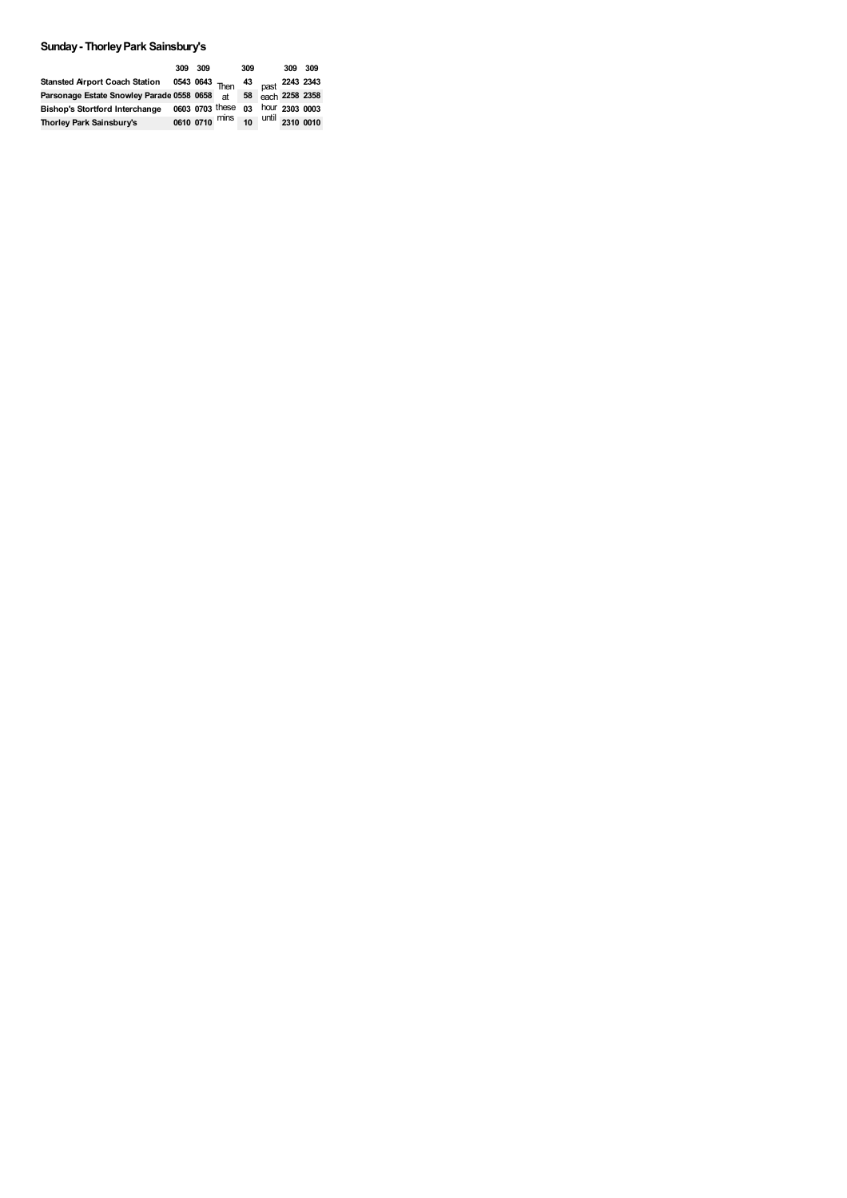## Sunday - Thorley Park Sainsbury's

| | 309 | 309 | | 309 | | 309 | 309 |
|---|---|---|---|---|---|---|---|
| Stansted Airport Coach Station | 0543 | 0643 | Then at these mins | 43 | past each hour until | 2243 | 2343 |
| Parsonage Estate Snowley Parade | 0558 | 0658 | | 58 | | 2258 | 2358 |
| Bishop's Stortford Interchange | 0603 | 0703 | | 03 | | 2303 | 0003 |
| Thorley Park Sainsbury's | 0610 | 0710 | | 10 | | 2310 | 0010 |